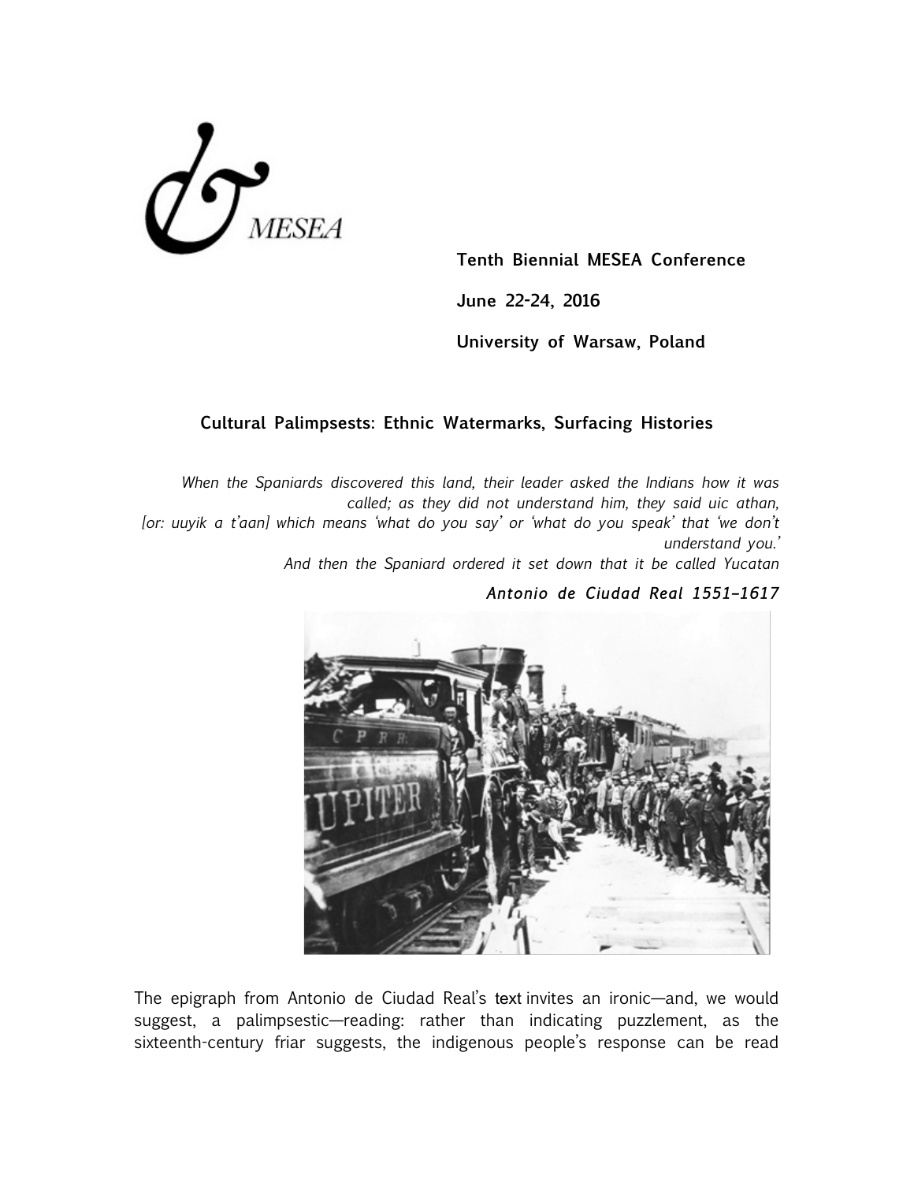MESEA

**Tenth Biennial MESEA Conference**

**June 22-24, 2016**

**University of Warsaw, Poland**

## Cultural Palimpsests: Ethnic Watermarks, Surfacing Histories

*When the Spaniards discovered this land, their leader asked the Indians how it was called; as they did not understand him, they said uic athan, [or: uuyik a t'aan] which means 'what do you say' or 'what do you speak' that 'we don't understand you.'*
*And then the Spaniard ordered it set down that it be called Yucatan*

***Antonio de Ciudad Real 1551–1617***

The epigraph from Antonio de Ciudad Real's text invites an ironic—and, we would suggest, a palimpsestic—reading: rather than indicating puzzlement, as the sixteenth-century friar suggests, the indigenous people's response can be read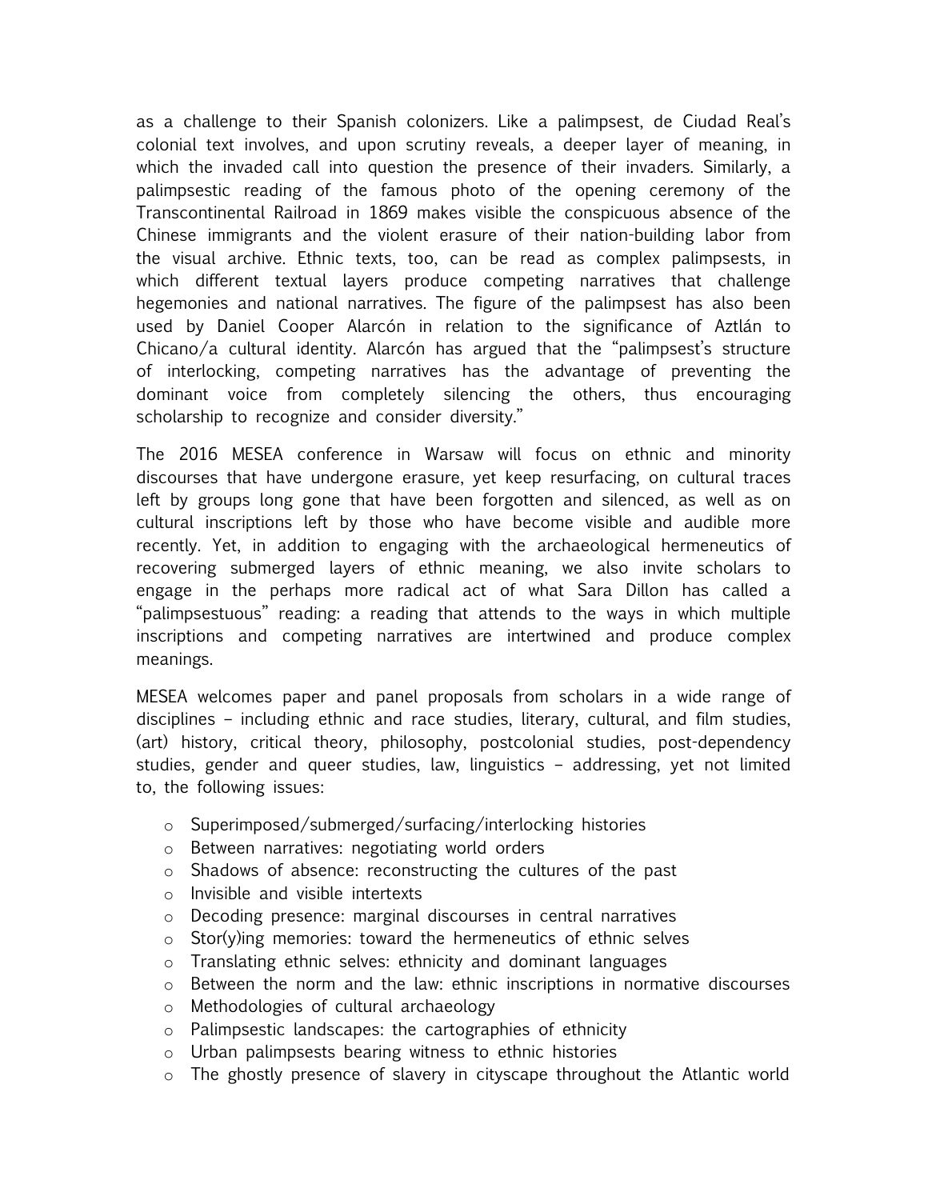as a challenge to their Spanish colonizers. Like a palimpsest, de Ciudad Real's colonial text involves, and upon scrutiny reveals, a deeper layer of meaning, in which the invaded call into question the presence of their invaders. Similarly, a palimpsestic reading of the famous photo of the opening ceremony of the Transcontinental Railroad in 1869 makes visible the conspicuous absence of the Chinese immigrants and the violent erasure of their nation-building labor from the visual archive. Ethnic texts, too, can be read as complex palimpsests, in which different textual layers produce competing narratives that challenge hegemonies and national narratives. The figure of the palimpsest has also been used by Daniel Cooper Alarcón in relation to the significance of Aztlán to Chicano/a cultural identity. Alarcón has argued that the "palimpsest's structure of interlocking, competing narratives has the advantage of preventing the dominant voice from completely silencing the others, thus encouraging scholarship to recognize and consider diversity."

The 2016 MESEA conference in Warsaw will focus on ethnic and minority discourses that have undergone erasure, yet keep resurfacing, on cultural traces left by groups long gone that have been forgotten and silenced, as well as on cultural inscriptions left by those who have become visible and audible more recently. Yet, in addition to engaging with the archaeological hermeneutics of recovering submerged layers of ethnic meaning, we also invite scholars to engage in the perhaps more radical act of what Sara Dillon has called a "palimpsestuous" reading: a reading that attends to the ways in which multiple inscriptions and competing narratives are intertwined and produce complex meanings.

MESEA welcomes paper and panel proposals from scholars in a wide range of disciplines – including ethnic and race studies, literary, cultural, and film studies, (art) history, critical theory, philosophy, postcolonial studies, post-dependency studies, gender and queer studies, law, linguistics – addressing, yet not limited to, the following issues:

- Superimposed/submerged/surfacing/interlocking histories
- Between narratives: negotiating world orders
- Shadows of absence: reconstructing the cultures of the past
- Invisible and visible intertexts
- Decoding presence: marginal discourses in central narratives
- Stor(y)ing memories: toward the hermeneutics of ethnic selves
- Translating ethnic selves: ethnicity and dominant languages
- Between the norm and the law: ethnic inscriptions in normative discourses
- Methodologies of cultural archaeology
- Palimpsestic landscapes: the cartographies of ethnicity
- Urban palimpsests bearing witness to ethnic histories
- The ghostly presence of slavery in cityscape throughout the Atlantic world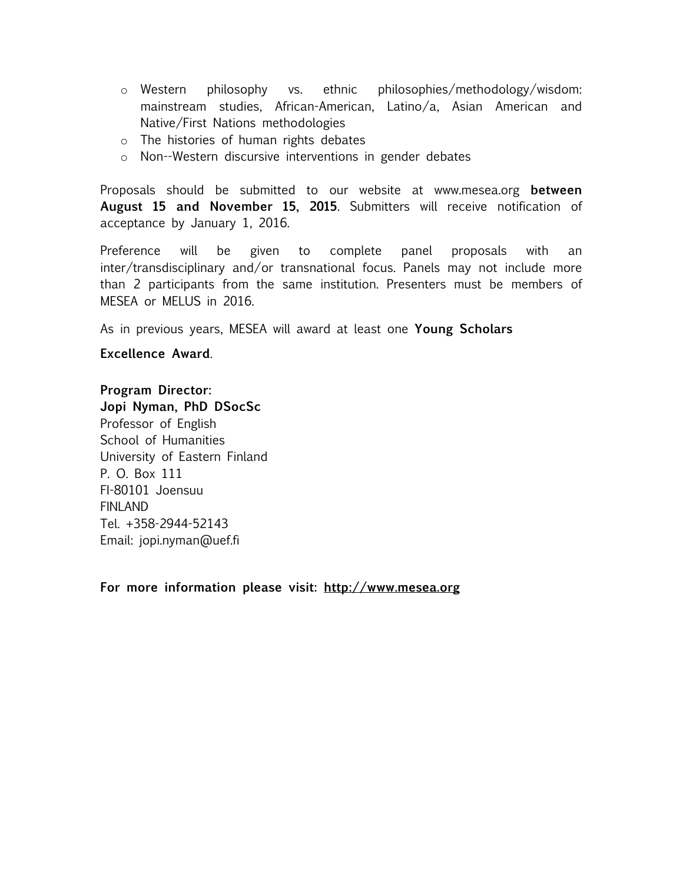- Western philosophy vs. ethnic philosophies/methodology/wisdom: mainstream studies, African-American, Latino/a, Asian American and Native/First Nations methodologies
- The histories of human rights debates
- Non--Western discursive interventions in gender debates

Proposals should be submitted to our website at www.mesea.org **between August 15 and November 15, 2015**. Submitters will receive notification of acceptance by January 1, 2016.

Preference will be given to complete panel proposals with an inter/transdisciplinary and/or transnational focus. Panels may not include more than 2 participants from the same institution. Presenters must be members of MESEA or MELUS in 2016.

As in previous years, MESEA will award at least one **Young Scholars Excellence Award**.

**Program Director**:
**Jopi Nyman, PhD DSocSc**
Professor of English
School of Humanities
University of Eastern Finland
P. O. Box 111
FI-80101 Joensuu
FINLAND
Tel. +358-2944-52143
Email: jopi.nyman@uef.fi

**For more information please visit: http://www.mesea.org**